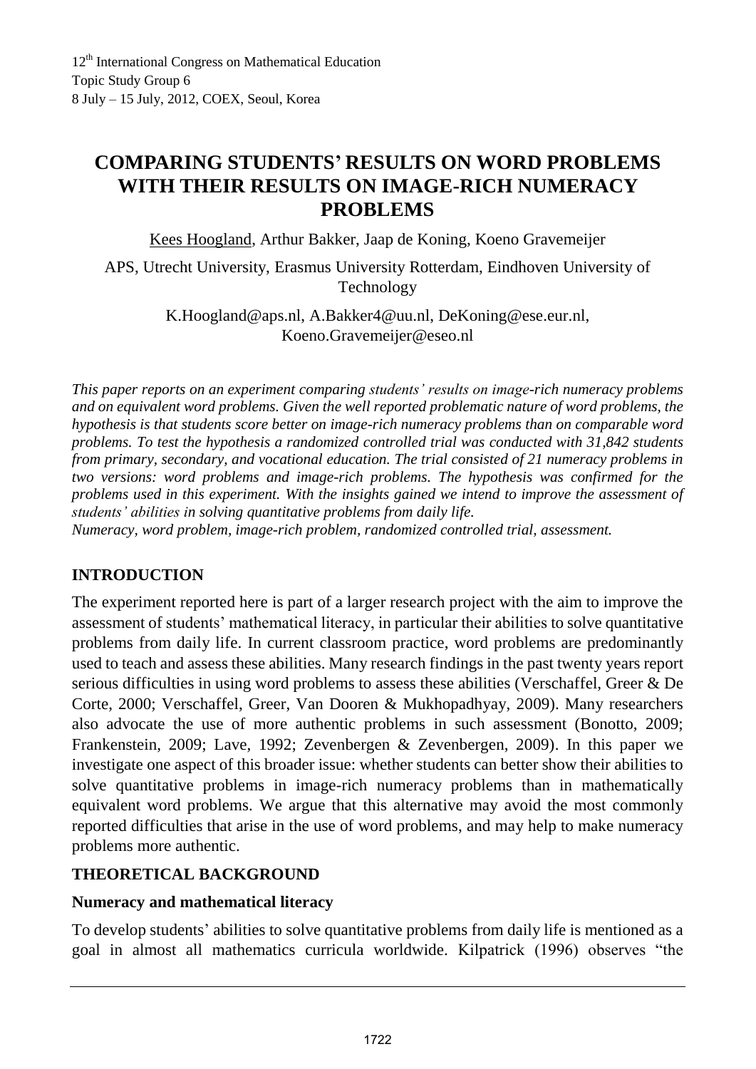12th International Congress on Mathematical Education
Topic Study Group 6
8 July – 15 July, 2012, COEX, Seoul, Korea

# COMPARING STUDENTS' RESULTS ON WORD PROBLEMS WITH THEIR RESULTS ON IMAGE-RICH NUMERACY PROBLEMS

Kees Hoogland, Arthur Bakker, Jaap de Koning, Koeno Gravemeijer

APS, Utrecht University, Erasmus University Rotterdam, Eindhoven University of Technology

K.Hoogland@aps.nl, A.Bakker4@uu.nl, DeKoning@ese.eur.nl, Koeno.Gravemeijer@eseo.nl

*This paper reports on an experiment comparing students' results on image-rich numeracy problems and on equivalent word problems. Given the well reported problematic nature of word problems, the hypothesis is that students score better on image-rich numeracy problems than on comparable word problems. To test the hypothesis a randomized controlled trial was conducted with 31,842 students from primary, secondary, and vocational education. The trial consisted of 21 numeracy problems in two versions: word problems and image-rich problems. The hypothesis was confirmed for the problems used in this experiment. With the insights gained we intend to improve the assessment of students' abilities in solving quantitative problems from daily life.*

*Numeracy, word problem, image-rich problem, randomized controlled trial, assessment.*

## INTRODUCTION

The experiment reported here is part of a larger research project with the aim to improve the assessment of students' mathematical literacy, in particular their abilities to solve quantitative problems from daily life. In current classroom practice, word problems are predominantly used to teach and assess these abilities. Many research findings in the past twenty years report serious difficulties in using word problems to assess these abilities (Verschaffel, Greer & De Corte, 2000; Verschaffel, Greer, Van Dooren & Mukhopadhyay, 2009). Many researchers also advocate the use of more authentic problems in such assessment (Bonotto, 2009; Frankenstein, 2009; Lave, 1992; Zevenbergen & Zevenbergen, 2009). In this paper we investigate one aspect of this broader issue: whether students can better show their abilities to solve quantitative problems in image-rich numeracy problems than in mathematically equivalent word problems. We argue that this alternative may avoid the most commonly reported difficulties that arise in the use of word problems, and may help to make numeracy problems more authentic.

## THEORETICAL BACKGROUND

### Numeracy and mathematical literacy

To develop students' abilities to solve quantitative problems from daily life is mentioned as a goal in almost all mathematics curricula worldwide. Kilpatrick (1996) observes "the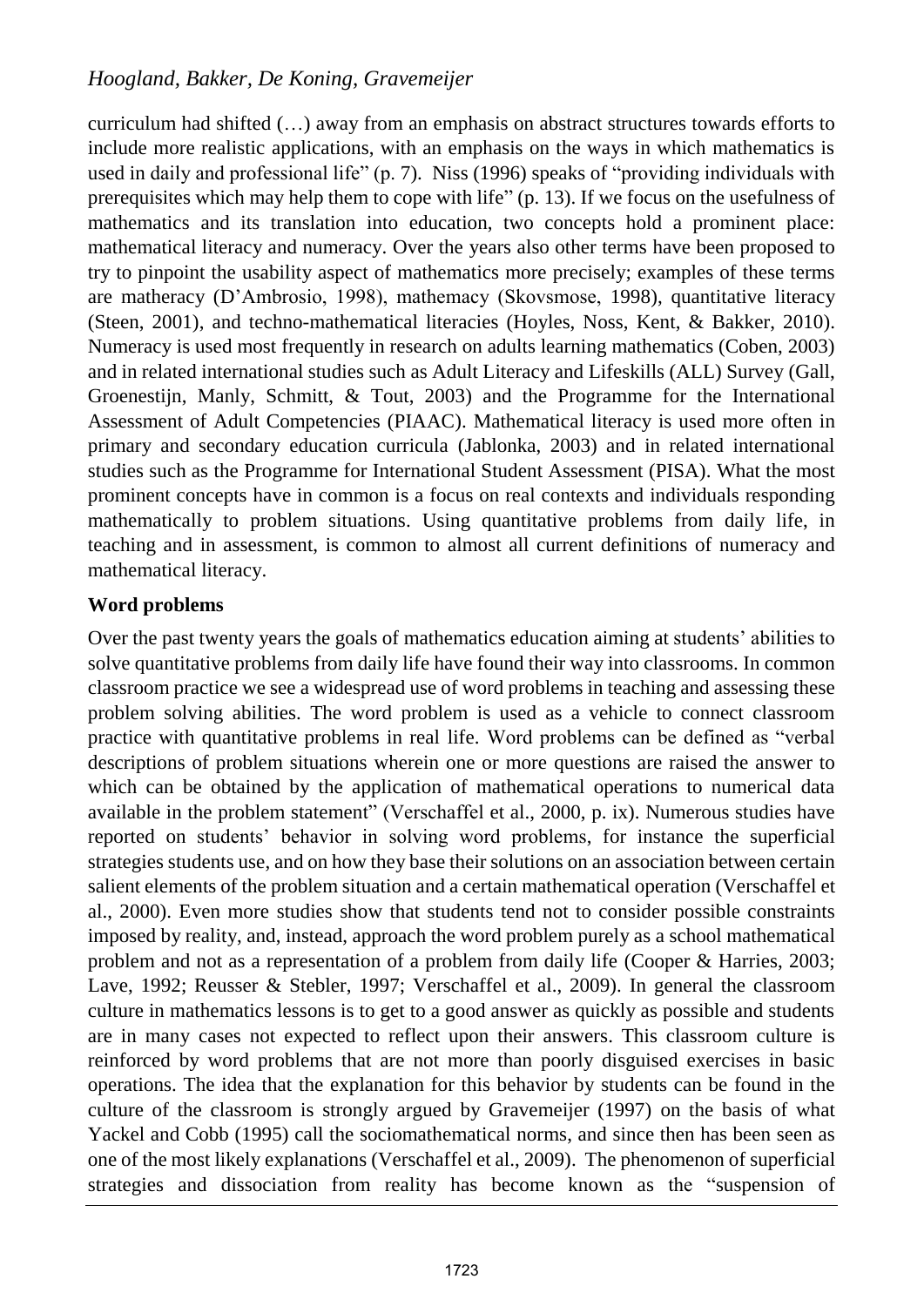curriculum had shifted (…) away from an emphasis on abstract structures towards efforts to include more realistic applications, with an emphasis on the ways in which mathematics is used in daily and professional life" (p. 7). Niss (1996) speaks of "providing individuals with prerequisites which may help them to cope with life" (p. 13). If we focus on the usefulness of mathematics and its translation into education, two concepts hold a prominent place: mathematical literacy and numeracy. Over the years also other terms have been proposed to try to pinpoint the usability aspect of mathematics more precisely; examples of these terms are matheracy (D'Ambrosio, 1998), mathemacy (Skovsmose, 1998), quantitative literacy (Steen, 2001), and techno-mathematical literacies (Hoyles, Noss, Kent, & Bakker, 2010). Numeracy is used most frequently in research on adults learning mathematics (Coben, 2003) and in related international studies such as Adult Literacy and Lifeskills (ALL) Survey (Gall, Groenestijn, Manly, Schmitt, & Tout, 2003) and the Programme for the International Assessment of Adult Competencies (PIAAC). Mathematical literacy is used more often in primary and secondary education curricula (Jablonka, 2003) and in related international studies such as the Programme for International Student Assessment (PISA). What the most prominent concepts have in common is a focus on real contexts and individuals responding mathematically to problem situations. Using quantitative problems from daily life, in teaching and in assessment, is common to almost all current definitions of numeracy and mathematical literacy.

## Word problems

Over the past twenty years the goals of mathematics education aiming at students' abilities to solve quantitative problems from daily life have found their way into classrooms. In common classroom practice we see a widespread use of word problems in teaching and assessing these problem solving abilities. The word problem is used as a vehicle to connect classroom practice with quantitative problems in real life. Word problems can be defined as "verbal descriptions of problem situations wherein one or more questions are raised the answer to which can be obtained by the application of mathematical operations to numerical data available in the problem statement" (Verschaffel et al., 2000, p. ix). Numerous studies have reported on students' behavior in solving word problems, for instance the superficial strategies students use, and on how they base their solutions on an association between certain salient elements of the problem situation and a certain mathematical operation (Verschaffel et al., 2000). Even more studies show that students tend not to consider possible constraints imposed by reality, and, instead, approach the word problem purely as a school mathematical problem and not as a representation of a problem from daily life (Cooper & Harries, 2003; Lave, 1992; Reusser & Stebler, 1997; Verschaffel et al., 2009). In general the classroom culture in mathematics lessons is to get to a good answer as quickly as possible and students are in many cases not expected to reflect upon their answers. This classroom culture is reinforced by word problems that are not more than poorly disguised exercises in basic operations. The idea that the explanation for this behavior by students can be found in the culture of the classroom is strongly argued by Gravemeijer (1997) on the basis of what Yackel and Cobb (1995) call the sociomathematical norms, and since then has been seen as one of the most likely explanations (Verschaffel et al., 2009). The phenomenon of superficial strategies and dissociation from reality has become known as the "suspension of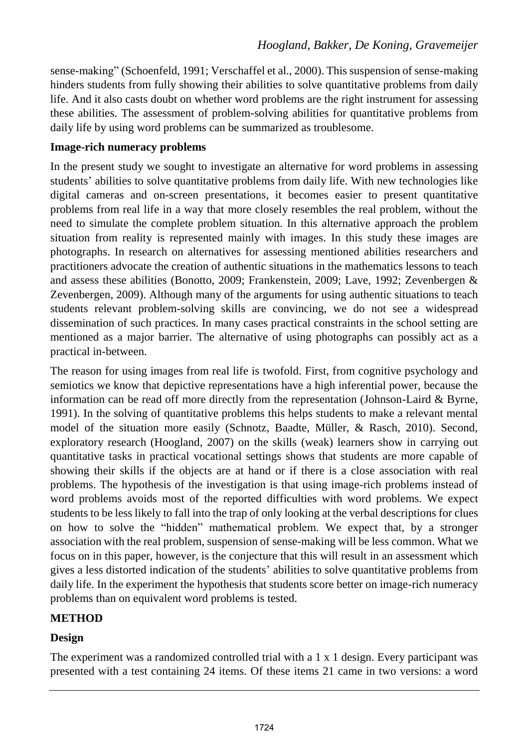sense-making" (Schoenfeld, 1991; Verschaffel et al., 2000). This suspension of sense-making hinders students from fully showing their abilities to solve quantitative problems from daily life. And it also casts doubt on whether word problems are the right instrument for assessing these abilities. The assessment of problem-solving abilities for quantitative problems from daily life by using word problems can be summarized as troublesome.

## Image-rich numeracy problems

In the present study we sought to investigate an alternative for word problems in assessing students' abilities to solve quantitative problems from daily life. With new technologies like digital cameras and on-screen presentations, it becomes easier to present quantitative problems from real life in a way that more closely resembles the real problem, without the need to simulate the complete problem situation. In this alternative approach the problem situation from reality is represented mainly with images. In this study these images are photographs. In research on alternatives for assessing mentioned abilities researchers and practitioners advocate the creation of authentic situations in the mathematics lessons to teach and assess these abilities (Bonotto, 2009; Frankenstein, 2009; Lave, 1992; Zevenbergen & Zevenbergen, 2009). Although many of the arguments for using authentic situations to teach students relevant problem-solving skills are convincing, we do not see a widespread dissemination of such practices. In many cases practical constraints in the school setting are mentioned as a major barrier. The alternative of using photographs can possibly act as a practical in-between.

The reason for using images from real life is twofold. First, from cognitive psychology and semiotics we know that depictive representations have a high inferential power, because the information can be read off more directly from the representation (Johnson-Laird & Byrne, 1991). In the solving of quantitative problems this helps students to make a relevant mental model of the situation more easily (Schnotz, Baadte, Müller, & Rasch, 2010). Second, exploratory research (Hoogland, 2007) on the skills (weak) learners show in carrying out quantitative tasks in practical vocational settings shows that students are more capable of showing their skills if the objects are at hand or if there is a close association with real problems. The hypothesis of the investigation is that using image-rich problems instead of word problems avoids most of the reported difficulties with word problems. We expect students to be less likely to fall into the trap of only looking at the verbal descriptions for clues on how to solve the "hidden" mathematical problem. We expect that, by a stronger association with the real problem, suspension of sense-making will be less common. What we focus on in this paper, however, is the conjecture that this will result in an assessment which gives a less distorted indication of the students' abilities to solve quantitative problems from daily life. In the experiment the hypothesis that students score better on image-rich numeracy problems than on equivalent word problems is tested.

# METHOD

## Design

The experiment was a randomized controlled trial with a 1 x 1 design. Every participant was presented with a test containing 24 items. Of these items 21 came in two versions: a word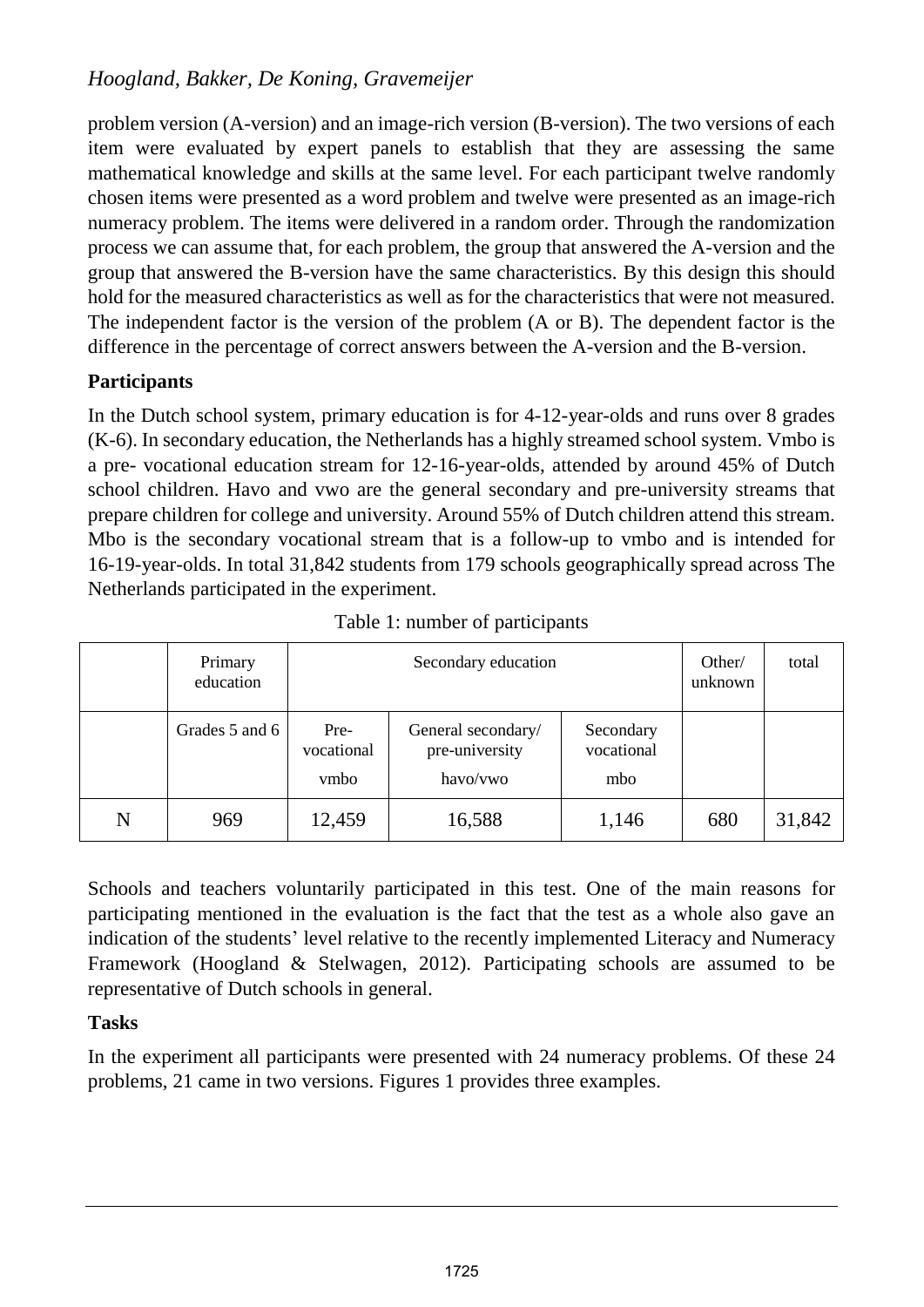problem version (A-version) and an image-rich version (B-version). The two versions of each item were evaluated by expert panels to establish that they are assessing the same mathematical knowledge and skills at the same level. For each participant twelve randomly chosen items were presented as a word problem and twelve were presented as an image-rich numeracy problem. The items were delivered in a random order. Through the randomization process we can assume that, for each problem, the group that answered the A-version and the group that answered the B-version have the same characteristics. By this design this should hold for the measured characteristics as well as for the characteristics that were not measured. The independent factor is the version of the problem (A or B). The dependent factor is the difference in the percentage of correct answers between the A-version and the B-version.

**Participants**

In the Dutch school system, primary education is for 4-12-year-olds and runs over 8 grades (K-6). In secondary education, the Netherlands has a highly streamed school system. Vmbo is a pre- vocational education stream for 12-16-year-olds, attended by around 45% of Dutch school children. Havo and vwo are the general secondary and pre-university streams that prepare children for college and university. Around 55% of Dutch children attend this stream. Mbo is the secondary vocational stream that is a follow-up to vmbo and is intended for 16-19-year-olds. In total 31,842 students from 179 schools geographically spread across The Netherlands participated in the experiment.

Table 1: number of participants

| | Primary education | Secondary education | | | Other/ unknown | total |
|---|---|---|---|---|---|---|
| | Grades 5 and 6 | Pre-vocational vmbo | General secondary/ pre-university havo/vwo | Secondary vocational mbo | | |
| N | 969 | 12,459 | 16,588 | 1,146 | 680 | 31,842 |

Schools and teachers voluntarily participated in this test. One of the main reasons for participating mentioned in the evaluation is the fact that the test as a whole also gave an indication of the students' level relative to the recently implemented Literacy and Numeracy Framework (Hoogland & Stelwagen, 2012). Participating schools are assumed to be representative of Dutch schools in general.

**Tasks**

In the experiment all participants were presented with 24 numeracy problems. Of these 24 problems, 21 came in two versions. Figures 1 provides three examples.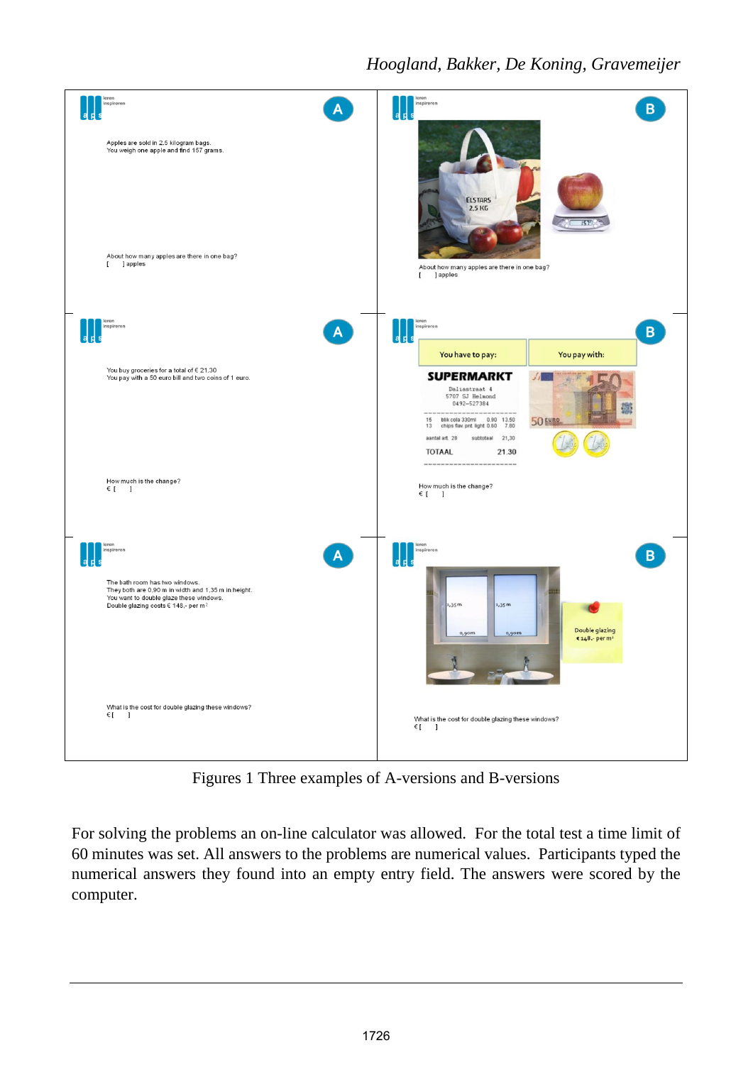A

Apples are sold in 2.5 kilogram bags.
You weigh one apple and find 157 grams.

About how many apples are there in one bag?
[ ] apples

B

About how many apples are there in one bag?
[ ] apples

A

You buy groceries for a total of € 21.30
You pay with a 50 euro bill and two coins of 1 euro.

How much is the change?
€ [ ]

B

You have to pay:

You pay with:

How much is the change?
€ [ ]

A

The bath room has two windows.
They both are 0.90 m in width and 1,35 m in height.
You want to double glaze these windows.
Double glazing costs € 148,- per m²

What is the cost for double glazing these windows?
€[ ]

B

What is the cost for double glazing these windows?
€[ ]

Figures 1 Three examples of A-versions and B-versions

For solving the problems an on-line calculator was allowed. For the total test a time limit of 60 minutes was set. All answers to the problems are numerical values. Participants typed the numerical answers they found into an empty entry field. The answers were scored by the computer.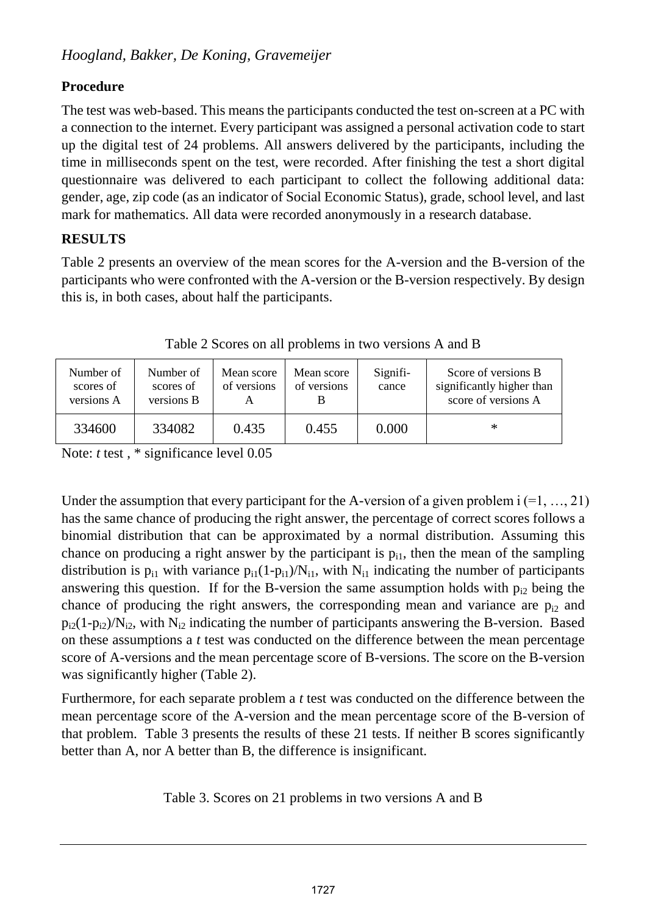### Procedure

The test was web-based. This means the participants conducted the test on-screen at a PC with a connection to the internet. Every participant was assigned a personal activation code to start up the digital test of 24 problems. All answers delivered by the participants, including the time in milliseconds spent on the test, were recorded. After finishing the test a short digital questionnaire was delivered to each participant to collect the following additional data: gender, age, zip code (as an indicator of Social Economic Status), grade, school level, and last mark for mathematics. All data were recorded anonymously in a research database.

## RESULTS

Table 2 presents an overview of the mean scores for the A-version and the B-version of the participants who were confronted with the A-version or the B-version respectively. By design this is, in both cases, about half the participants.

Table 2 Scores on all problems in two versions A and B

| Number of scores of versions A | Number of scores of versions B | Mean score of versions A | Mean score of versions B | Signifi-cance | Score of versions B significantly higher than score of versions A |
|---|---|---|---|---|---|
| 334600 | 334082 | 0.435 | 0.455 | 0.000 | * |

Note: *t* test , * significance level 0.05

Under the assumption that every participant for the A-version of a given problem i (=1, …, 21) has the same chance of producing the right answer, the percentage of correct scores follows a binomial distribution that can be approximated by a normal distribution. Assuming this chance on producing a right answer by the participant is $p_{i1}$, then the mean of the sampling distribution is $p_{i1}$ with variance $p_{i1}(1-p_{i1})/N_{i1}$, with $N_{i1}$ indicating the number of participants answering this question. If for the B-version the same assumption holds with $p_{i2}$ being the chance of producing the right answers, the corresponding mean and variance are $p_{i2}$ and $p_{i2}(1-p_{i2})/N_{i2}$, with $N_{i2}$ indicating the number of participants answering the B-version. Based on these assumptions a *t* test was conducted on the difference between the mean percentage score of A-versions and the mean percentage score of B-versions. The score on the B-version was significantly higher (Table 2).

Furthermore, for each separate problem a *t* test was conducted on the difference between the mean percentage score of the A-version and the mean percentage score of the B-version of that problem. Table 3 presents the results of these 21 tests. If neither B scores significantly better than A, nor A better than B, the difference is insignificant.

Table 3. Scores on 21 problems in two versions A and B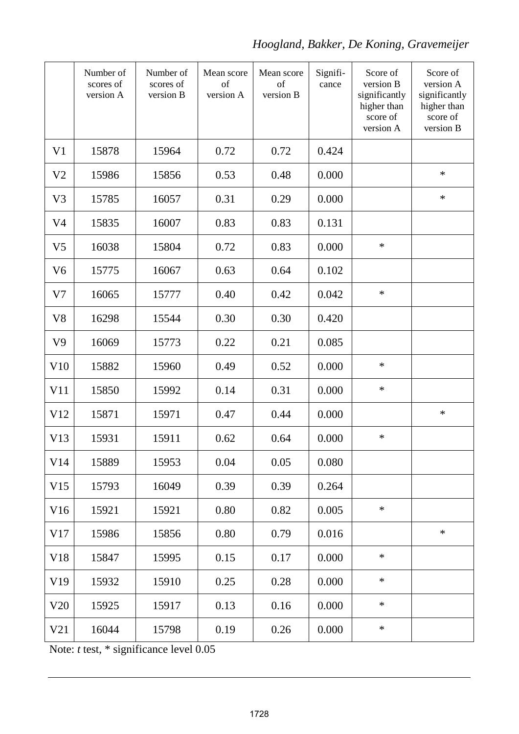| | Number of scores of version A | Number of scores of version B | Mean score of version A | Mean score of version B | Signifi-cance | Score of version B significantly higher than score of version A | Score of version A significantly higher than score of version B |
|---|---|---|---|---|---|---|---|
| V1 | 15878 | 15964 | 0.72 | 0.72 | 0.424 | | |
| V2 | 15986 | 15856 | 0.53 | 0.48 | 0.000 | | * |
| V3 | 15785 | 16057 | 0.31 | 0.29 | 0.000 | | * |
| V4 | 15835 | 16007 | 0.83 | 0.83 | 0.131 | | |
| V5 | 16038 | 15804 | 0.72 | 0.83 | 0.000 | * | |
| V6 | 15775 | 16067 | 0.63 | 0.64 | 0.102 | | |
| V7 | 16065 | 15777 | 0.40 | 0.42 | 0.042 | * | |
| V8 | 16298 | 15544 | 0.30 | 0.30 | 0.420 | | |
| V9 | 16069 | 15773 | 0.22 | 0.21 | 0.085 | | |
| V10 | 15882 | 15960 | 0.49 | 0.52 | 0.000 | * | |
| V11 | 15850 | 15992 | 0.14 | 0.31 | 0.000 | * | |
| V12 | 15871 | 15971 | 0.47 | 0.44 | 0.000 | | * |
| V13 | 15931 | 15911 | 0.62 | 0.64 | 0.000 | * | |
| V14 | 15889 | 15953 | 0.04 | 0.05 | 0.080 | | |
| V15 | 15793 | 16049 | 0.39 | 0.39 | 0.264 | | |
| V16 | 15921 | 15921 | 0.80 | 0.82 | 0.005 | * | |
| V17 | 15986 | 15856 | 0.80 | 0.79 | 0.016 | | * |
| V18 | 15847 | 15995 | 0.15 | 0.17 | 0.000 | * | |
| V19 | 15932 | 15910 | 0.25 | 0.28 | 0.000 | * | |
| V20 | 15925 | 15917 | 0.13 | 0.16 | 0.000 | * | |
| V21 | 16044 | 15798 | 0.19 | 0.26 | 0.000 | * | |

Note: *t* test, * significance level 0.05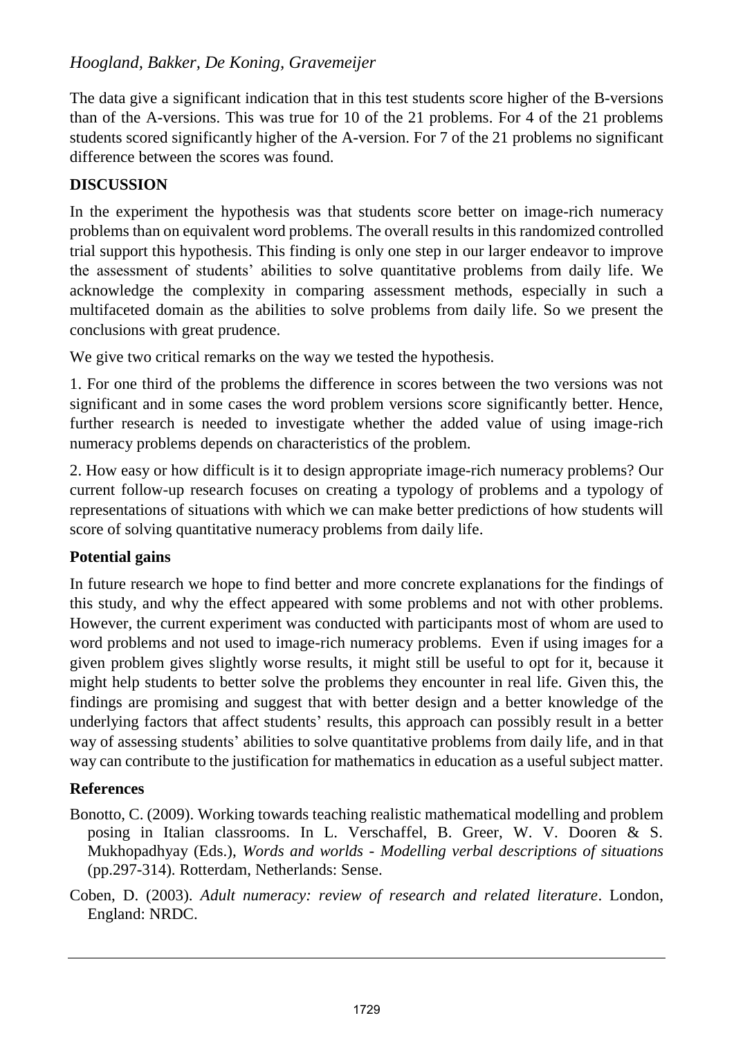The data give a significant indication that in this test students score higher of the B-versions than of the A-versions. This was true for 10 of the 21 problems. For 4 of the 21 problems students scored significantly higher of the A-version. For 7 of the 21 problems no significant difference between the scores was found.

## DISCUSSION

In the experiment the hypothesis was that students score better on image-rich numeracy problems than on equivalent word problems. The overall results in this randomized controlled trial support this hypothesis. This finding is only one step in our larger endeavor to improve the assessment of students' abilities to solve quantitative problems from daily life. We acknowledge the complexity in comparing assessment methods, especially in such a multifaceted domain as the abilities to solve problems from daily life. So we present the conclusions with great prudence.

We give two critical remarks on the way we tested the hypothesis.

1. For one third of the problems the difference in scores between the two versions was not significant and in some cases the word problem versions score significantly better. Hence, further research is needed to investigate whether the added value of using image-rich numeracy problems depends on characteristics of the problem.

2. How easy or how difficult is it to design appropriate image-rich numeracy problems? Our current follow-up research focuses on creating a typology of problems and a typology of representations of situations with which we can make better predictions of how students will score of solving quantitative numeracy problems from daily life.

### Potential gains

In future research we hope to find better and more concrete explanations for the findings of this study, and why the effect appeared with some problems and not with other problems. However, the current experiment was conducted with participants most of whom are used to word problems and not used to image-rich numeracy problems. Even if using images for a given problem gives slightly worse results, it might still be useful to opt for it, because it might help students to better solve the problems they encounter in real life. Given this, the findings are promising and suggest that with better design and a better knowledge of the underlying factors that affect students' results, this approach can possibly result in a better way of assessing students' abilities to solve quantitative problems from daily life, and in that way can contribute to the justification for mathematics in education as a useful subject matter.

### References

Bonotto, C. (2009). Working towards teaching realistic mathematical modelling and problem posing in Italian classrooms. In L. Verschaffel, B. Greer, W. V. Dooren & S. Mukhopadhyay (Eds.), *Words and worlds - Modelling verbal descriptions of situations* (pp.297-314). Rotterdam, Netherlands: Sense.

Coben, D. (2003). *Adult numeracy: review of research and related literature*. London, England: NRDC.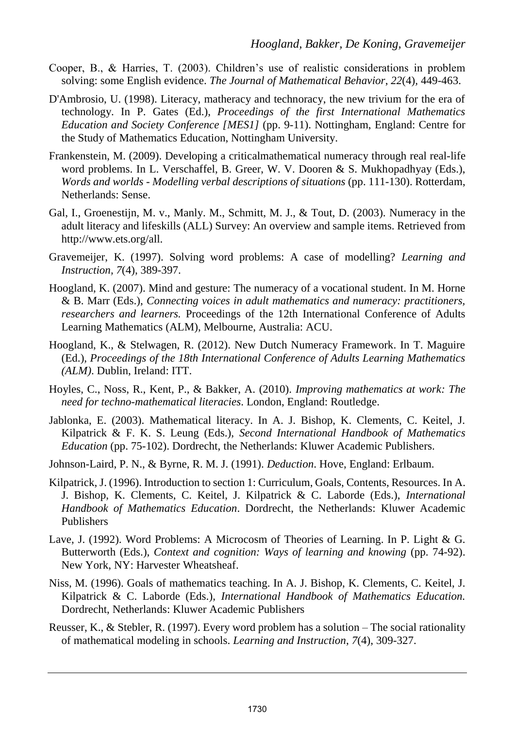Cooper, B., & Harries, T. (2003). Children's use of realistic considerations in problem solving: some English evidence. *The Journal of Mathematical Behavior*, *22*(4), 449-463.

D'Ambrosio, U. (1998). Literacy, matheracy and technoracy, the new trivium for the era of technology. In P. Gates (Ed.), *Proceedings of the first International Mathematics Education and Society Conference [MES1]* (pp. 9-11). Nottingham, England: Centre for the Study of Mathematics Education, Nottingham University.

Frankenstein, M. (2009). Developing a criticalmathematical numeracy through real real-life word problems. In L. Verschaffel, B. Greer, W. V. Dooren & S. Mukhopadhyay (Eds.), *Words and worlds - Modelling verbal descriptions of situations* (pp. 111-130). Rotterdam, Netherlands: Sense.

Gal, I., Groenestijn, M. v., Manly. M., Schmitt, M. J., & Tout, D. (2003). Numeracy in the adult literacy and lifeskills (ALL) Survey: An overview and sample items. Retrieved from http://www.ets.org/all.

Gravemeijer, K. (1997). Solving word problems: A case of modelling? *Learning and Instruction, 7*(4), 389-397.

Hoogland, K. (2007). Mind and gesture: The numeracy of a vocational student. In M. Horne & B. Marr (Eds.), *Connecting voices in adult mathematics and numeracy: practitioners, researchers and learners.* Proceedings of the 12th International Conference of Adults Learning Mathematics (ALM), Melbourne, Australia: ACU.

Hoogland, K., & Stelwagen, R. (2012). New Dutch Numeracy Framework. In T. Maguire (Ed.), *Proceedings of the 18th International Conference of Adults Learning Mathematics (ALM)*. Dublin, Ireland: ITT.

Hoyles, C., Noss, R., Kent, P., & Bakker, A. (2010). *Improving mathematics at work: The need for techno-mathematical literacies*. London, England: Routledge.

Jablonka, E. (2003). Mathematical literacy. In A. J. Bishop, K. Clements, C. Keitel, J. Kilpatrick & F. K. S. Leung (Eds.), *Second International Handbook of Mathematics Education* (pp. 75-102). Dordrecht, the Netherlands: Kluwer Academic Publishers.

Johnson-Laird, P. N., & Byrne, R. M. J. (1991). *Deduction*. Hove, England: Erlbaum.

Kilpatrick, J. (1996). Introduction to section 1: Curriculum, Goals, Contents, Resources. In A. J. Bishop, K. Clements, C. Keitel, J. Kilpatrick & C. Laborde (Eds.), *International Handbook of Mathematics Education*. Dordrecht, the Netherlands: Kluwer Academic Publishers

Lave, J. (1992). Word Problems: A Microcosm of Theories of Learning. In P. Light & G. Butterworth (Eds.), *Context and cognition: Ways of learning and knowing* (pp. 74-92). New York, NY: Harvester Wheatsheaf.

Niss, M. (1996). Goals of mathematics teaching. In A. J. Bishop, K. Clements, C. Keitel, J. Kilpatrick & C. Laborde (Eds.), *International Handbook of Mathematics Education.* Dordrecht, Netherlands: Kluwer Academic Publishers

Reusser, K., & Stebler, R. (1997). Every word problem has a solution – The social rationality of mathematical modeling in schools. *Learning and Instruction*, *7*(4), 309-327.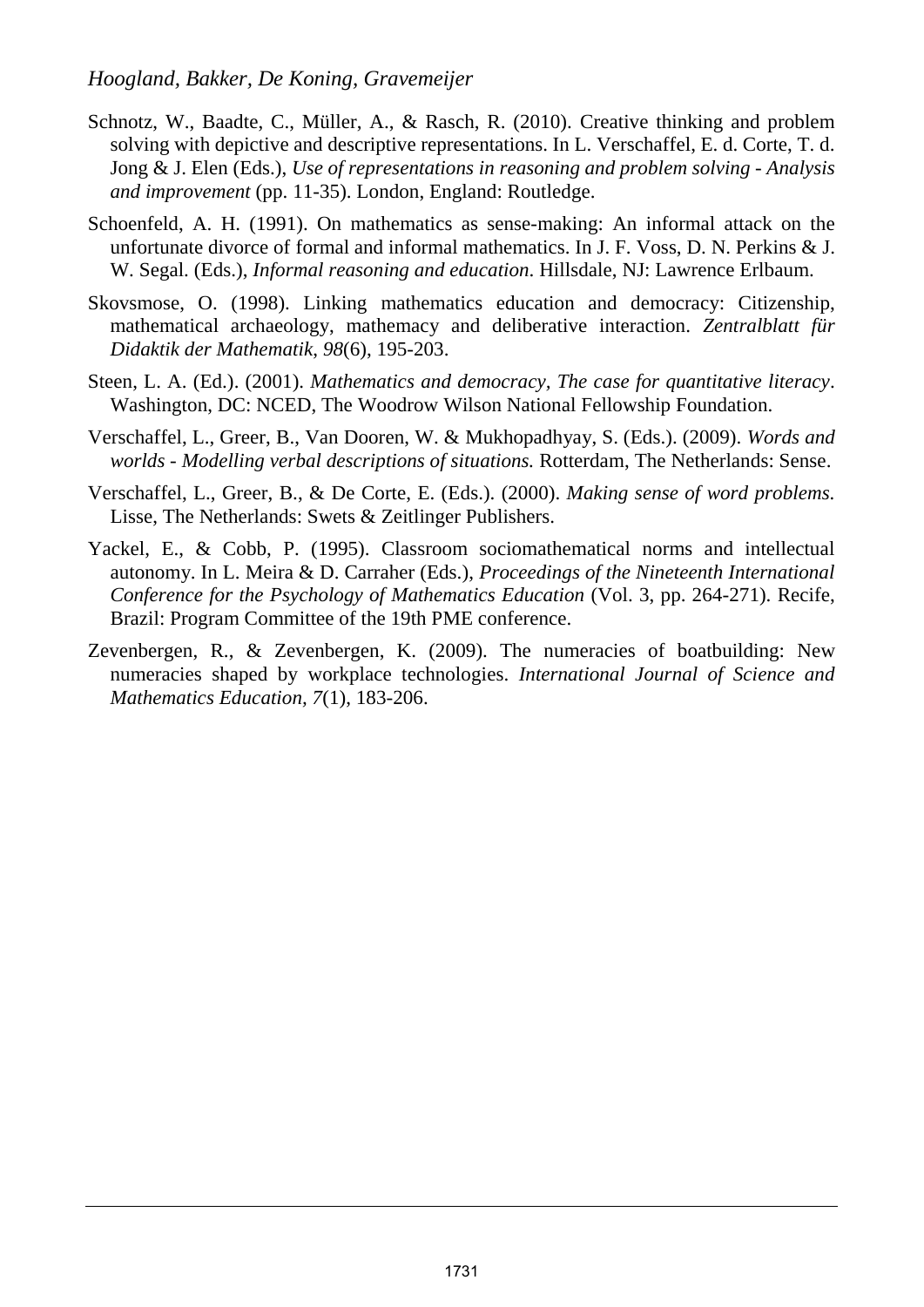Schnotz, W., Baadte, C., Müller, A., & Rasch, R. (2010). Creative thinking and problem solving with depictive and descriptive representations. In L. Verschaffel, E. d. Corte, T. d. Jong & J. Elen (Eds.), *Use of representations in reasoning and problem solving - Analysis and improvement* (pp. 11-35). London, England: Routledge.

Schoenfeld, A. H. (1991). On mathematics as sense-making: An informal attack on the unfortunate divorce of formal and informal mathematics. In J. F. Voss, D. N. Perkins & J. W. Segal. (Eds.), *Informal reasoning and education*. Hillsdale, NJ: Lawrence Erlbaum.

Skovsmose, O. (1998). Linking mathematics education and democracy: Citizenship, mathematical archaeology, mathemacy and deliberative interaction. *Zentralblatt für Didaktik der Mathematik*, *98*(6), 195-203.

Steen, L. A. (Ed.). (2001). *Mathematics and democracy, The case for quantitative literacy*. Washington, DC: NCED, The Woodrow Wilson National Fellowship Foundation.

Verschaffel, L., Greer, B., Van Dooren, W. & Mukhopadhyay, S. (Eds.). (2009). *Words and worlds - Modelling verbal descriptions of situations.* Rotterdam, The Netherlands: Sense.

Verschaffel, L., Greer, B., & De Corte, E. (Eds.). (2000). *Making sense of word problems.* Lisse, The Netherlands: Swets & Zeitlinger Publishers.

Yackel, E., & Cobb, P. (1995). Classroom sociomathematical norms and intellectual autonomy. In L. Meira & D. Carraher (Eds.), *Proceedings of the Nineteenth International Conference for the Psychology of Mathematics Education* (Vol. 3, pp. 264-271). Recife, Brazil: Program Committee of the 19th PME conference.

Zevenbergen, R., & Zevenbergen, K. (2009). The numeracies of boatbuilding: New numeracies shaped by workplace technologies. *International Journal of Science and Mathematics Education*, *7*(1), 183-206.